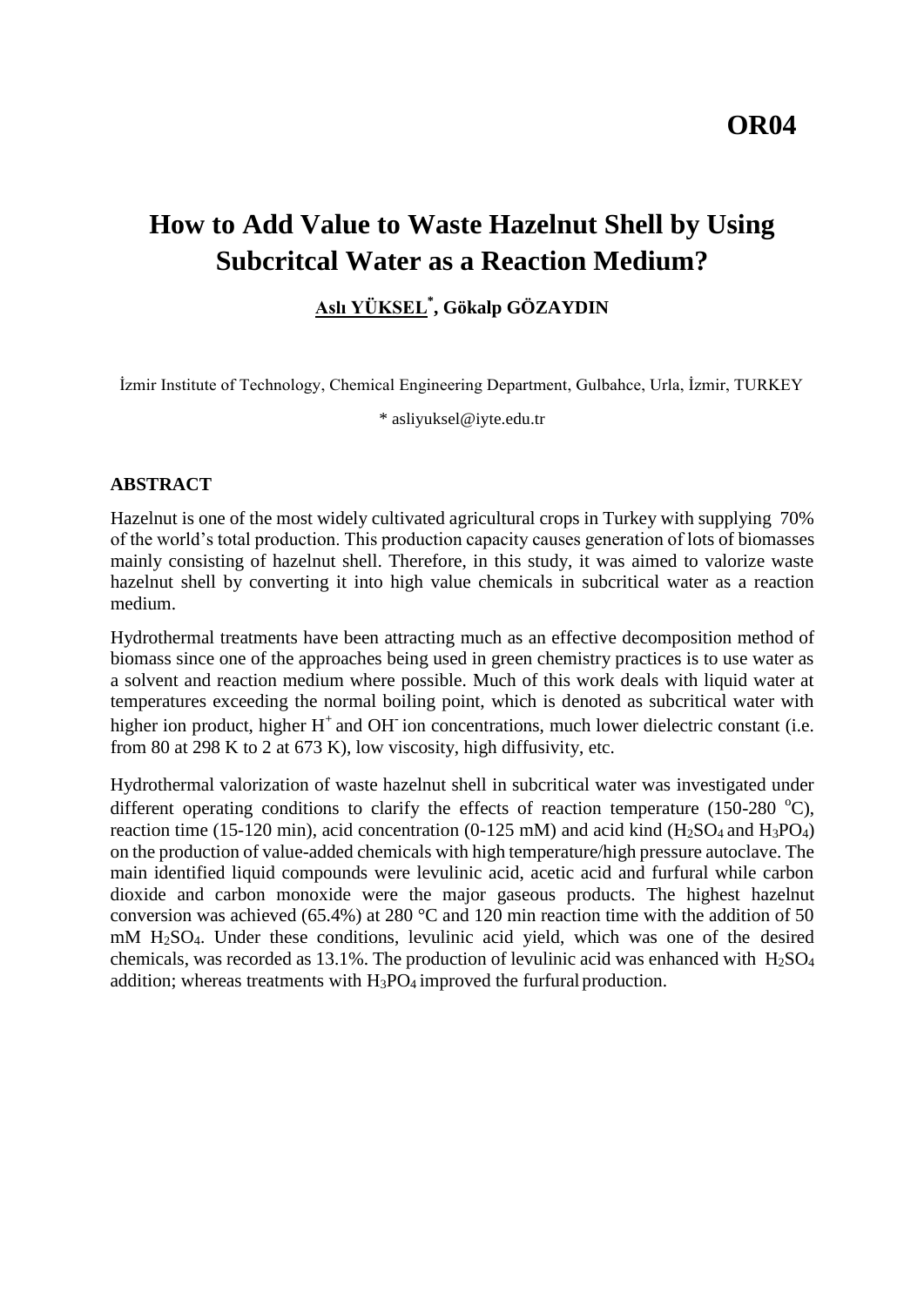# OR04

# How to Add Value to Waste Hazelnut Shell by Using Subcritcal Water as a Reaction Medium?

**Aslı YÜKSEL*, Gökalp GÖZAYDIN**

İzmir Institute of Technology, Chemical Engineering Department, Gulbahce, Urla, İzmir, TURKEY

* asliyuksel@iyte.edu.tr

## ABSTRACT

Hazelnut is one of the most widely cultivated agricultural crops in Turkey with supplying 70% of the world's total production. This production capacity causes generation of lots of biomasses mainly consisting of hazelnut shell. Therefore, in this study, it was aimed to valorize waste hazelnut shell by converting it into high value chemicals in subcritical water as a reaction medium.

Hydrothermal treatments have been attracting much as an effective decomposition method of biomass since one of the approaches being used in green chemistry practices is to use water as a solvent and reaction medium where possible. Much of this work deals with liquid water at temperatures exceeding the normal boiling point, which is denoted as subcritical water with higher ion product, higher $H^+$ and $OH^-$ ion concentrations, much lower dielectric constant (i.e. from 80 at 298 K to 2 at 673 K), low viscosity, high diffusivity, etc.

Hydrothermal valorization of waste hazelnut shell in subcritical water was investigated under different operating conditions to clarify the effects of reaction temperature (150-280 $^oC$), reaction time (15-120 min), acid concentration (0-125 mM) and acid kind ($H_2SO_4$ and $H_3PO_4$) on the production of value-added chemicals with high temperature/high pressure autoclave. The main identified liquid compounds were levulinic acid, acetic acid and furfural while carbon dioxide and carbon monoxide were the major gaseous products. The highest hazelnut conversion was achieved (65.4%) at 280 °C and 120 min reaction time with the addition of 50 mM $H_2SO_4$. Under these conditions, levulinic acid yield, which was one of the desired chemicals, was recorded as 13.1%. The production of levulinic acid was enhanced with $H_2SO_4$ addition; whereas treatments with $H_3PO_4$ improved the furfural production.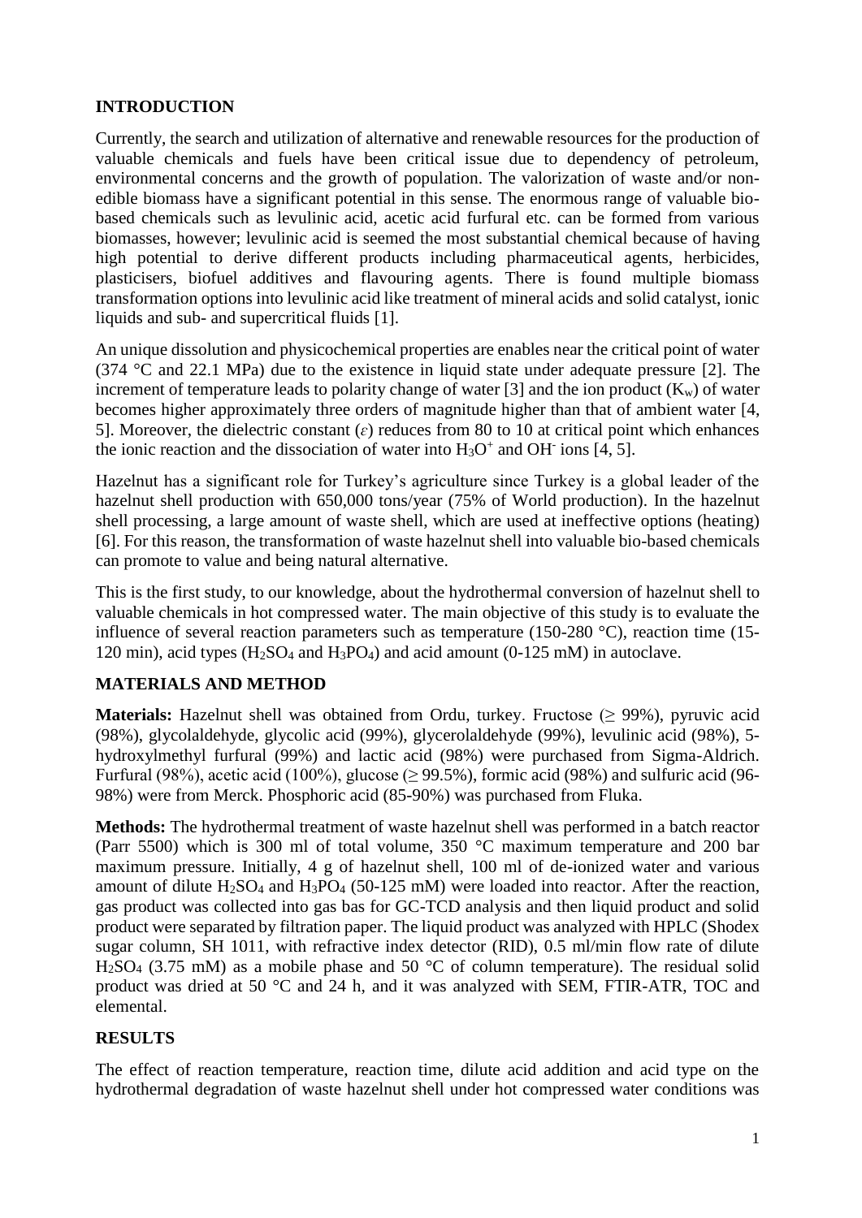## INTRODUCTION

Currently, the search and utilization of alternative and renewable resources for the production of valuable chemicals and fuels have been critical issue due to dependency of petroleum, environmental concerns and the growth of population. The valorization of waste and/or non-edible biomass have a significant potential in this sense. The enormous range of valuable bio-based chemicals such as levulinic acid, acetic acid furfural etc. can be formed from various biomasses, however; levulinic acid is seemed the most substantial chemical because of having high potential to derive different products including pharmaceutical agents, herbicides, plasticisers, biofuel additives and flavouring agents. There is found multiple biomass transformation options into levulinic acid like treatment of mineral acids and solid catalyst, ionic liquids and sub- and supercritical fluids [1].

An unique dissolution and physicochemical properties are enables near the critical point of water (374 °C and 22.1 MPa) due to the existence in liquid state under adequate pressure [2]. The increment of temperature leads to polarity change of water [3] and the ion product ($K_w$) of water becomes higher approximately three orders of magnitude higher than that of ambient water [4, 5]. Moreover, the dielectric constant ($\varepsilon$) reduces from 80 to 10 at critical point which enhances the ionic reaction and the dissociation of water into $H_3O^+$ and $OH^-$ ions [4, 5].

Hazelnut has a significant role for Turkey's agriculture since Turkey is a global leader of the hazelnut shell production with 650,000 tons/year (75% of World production). In the hazelnut shell processing, a large amount of waste shell, which are used at ineffective options (heating) [6]. For this reason, the transformation of waste hazelnut shell into valuable bio-based chemicals can promote to value and being natural alternative.

This is the first study, to our knowledge, about the hydrothermal conversion of hazelnut shell to valuable chemicals in hot compressed water. The main objective of this study is to evaluate the influence of several reaction parameters such as temperature (150-280 °C), reaction time (15-120 min), acid types ($H_2SO_4$ and $H_3PO_4$) and acid amount (0-125 mM) in autoclave.

## MATERIALS AND METHOD

**Materials:** Hazelnut shell was obtained from Ordu, turkey. Fructose (≥ 99%), pyruvic acid (98%), glycolaldehyde, glycolic acid (99%), glycerolaldehyde (99%), levulinic acid (98%), 5-hydroxylmethyl furfural (99%) and lactic acid (98%) were purchased from Sigma-Aldrich. Furfural (98%), acetic acid (100%), glucose (≥ 99.5%), formic acid (98%) and sulfuric acid (96-98%) were from Merck. Phosphoric acid (85-90%) was purchased from Fluka.

**Methods:** The hydrothermal treatment of waste hazelnut shell was performed in a batch reactor (Parr 5500) which is 300 ml of total volume, 350 °C maximum temperature and 200 bar maximum pressure. Initially, 4 g of hazelnut shell, 100 ml of de-ionized water and various amount of dilute $H_2SO_4$ and $H_3PO_4$ (50-125 mM) were loaded into reactor. After the reaction, gas product was collected into gas bas for GC-TCD analysis and then liquid product and solid product were separated by filtration paper. The liquid product was analyzed with HPLC (Shodex sugar column, SH 1011, with refractive index detector (RID), 0.5 ml/min flow rate of dilute $H_2SO_4$ (3.75 mM) as a mobile phase and 50 °C of column temperature). The residual solid product was dried at 50 °C and 24 h, and it was analyzed with SEM, FTIR-ATR, TOC and elemental.

## RESULTS

The effect of reaction temperature, reaction time, dilute acid addition and acid type on the hydrothermal degradation of waste hazelnut shell under hot compressed water conditions was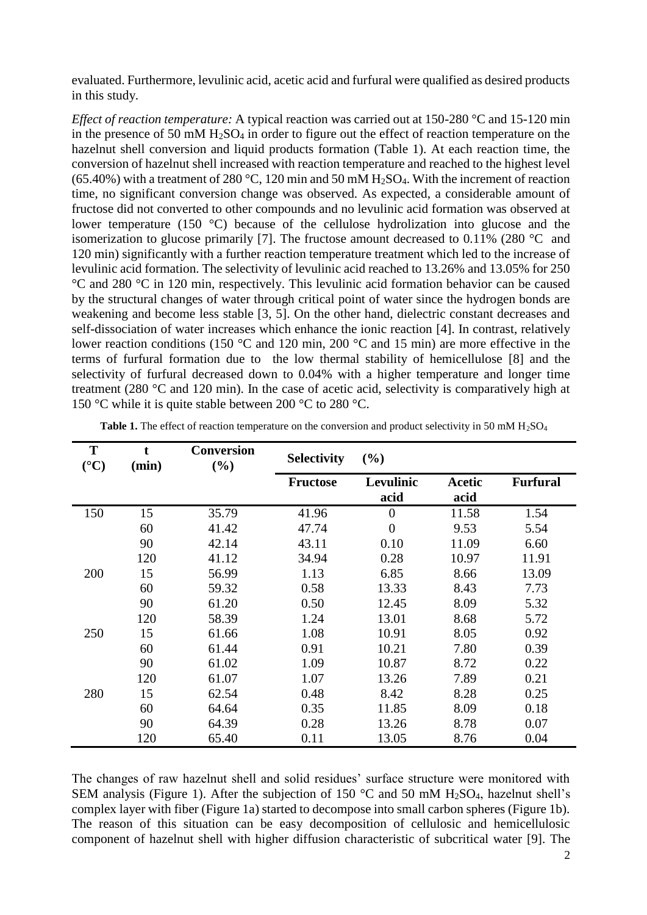evaluated. Furthermore, levulinic acid, acetic acid and furfural were qualified as desired products in this study.

*Effect of reaction temperature:* A typical reaction was carried out at 150-280 °C and 15-120 min in the presence of 50 mM $H_2SO_4$ in order to figure out the effect of reaction temperature on the hazelnut shell conversion and liquid products formation (Table 1). At each reaction time, the conversion of hazelnut shell increased with reaction temperature and reached to the highest level (65.40%) with a treatment of 280 °C, 120 min and 50 mM $H_2SO_4$. With the increment of reaction time, no significant conversion change was observed. As expected, a considerable amount of fructose did not converted to other compounds and no levulinic acid formation was observed at lower temperature (150 °C) because of the cellulose hydrolization into glucose and the isomerization to glucose primarily [7]. The fructose amount decreased to 0.11% (280 °C and 120 min) significantly with a further reaction temperature treatment which led to the increase of levulinic acid formation. The selectivity of levulinic acid reached to 13.26% and 13.05% for 250 °C and 280 °C in 120 min, respectively. This levulinic acid formation behavior can be caused by the structural changes of water through critical point of water since the hydrogen bonds are weakening and become less stable [3, 5]. On the other hand, dielectric constant decreases and self-dissociation of water increases which enhance the ionic reaction [4]. In contrast, relatively lower reaction conditions (150 °C and 120 min, 200 °C and 15 min) are more effective in the terms of furfural formation due to the low thermal stability of hemicellulose [8] and the selectivity of furfural decreased down to 0.04% with a higher temperature and longer time treatment (280 °C and 120 min). In the case of acetic acid, selectivity is comparatively high at 150 °C while it is quite stable between 200 °C to 280 °C.

**Table 1.** The effect of reaction temperature on the conversion and product selectivity in 50 mM $H_2SO_4$

| T (°C) | t (min) | Conversion (%) | Selectivity (%) | | | |
|---|---|---|---|---|---|---|
| | | | Fructose | Levulinic acid | Acetic acid | Furfural |
| 150 | 15 | 35.79 | 41.96 | 0 | 11.58 | 1.54 |
| | 60 | 41.42 | 47.74 | 0 | 9.53 | 5.54 |
| | 90 | 42.14 | 43.11 | 0.10 | 11.09 | 6.60 |
| | 120 | 41.12 | 34.94 | 0.28 | 10.97 | 11.91 |
| 200 | 15 | 56.99 | 1.13 | 6.85 | 8.66 | 13.09 |
| | 60 | 59.32 | 0.58 | 13.33 | 8.43 | 7.73 |
| | 90 | 61.20 | 0.50 | 12.45 | 8.09 | 5.32 |
| | 120 | 58.39 | 1.24 | 13.01 | 8.68 | 5.72 |
| 250 | 15 | 61.66 | 1.08 | 10.91 | 8.05 | 0.92 |
| | 60 | 61.44 | 0.91 | 10.21 | 7.80 | 0.39 |
| | 90 | 61.02 | 1.09 | 10.87 | 8.72 | 0.22 |
| | 120 | 61.07 | 1.07 | 13.26 | 7.89 | 0.21 |
| 280 | 15 | 62.54 | 0.48 | 8.42 | 8.28 | 0.25 |
| | 60 | 64.64 | 0.35 | 11.85 | 8.09 | 0.18 |
| | 90 | 64.39 | 0.28 | 13.26 | 8.78 | 0.07 |
| | 120 | 65.40 | 0.11 | 13.05 | 8.76 | 0.04 |

The changes of raw hazelnut shell and solid residues' surface structure were monitored with SEM analysis (Figure 1). After the subjection of 150 °C and 50 mM $H_2SO_4$, hazelnut shell's complex layer with fiber (Figure 1a) started to decompose into small carbon spheres (Figure 1b). The reason of this situation can be easy decomposition of cellulosic and hemicellulosic component of hazelnut shell with higher diffusion characteristic of subcritical water [9]. The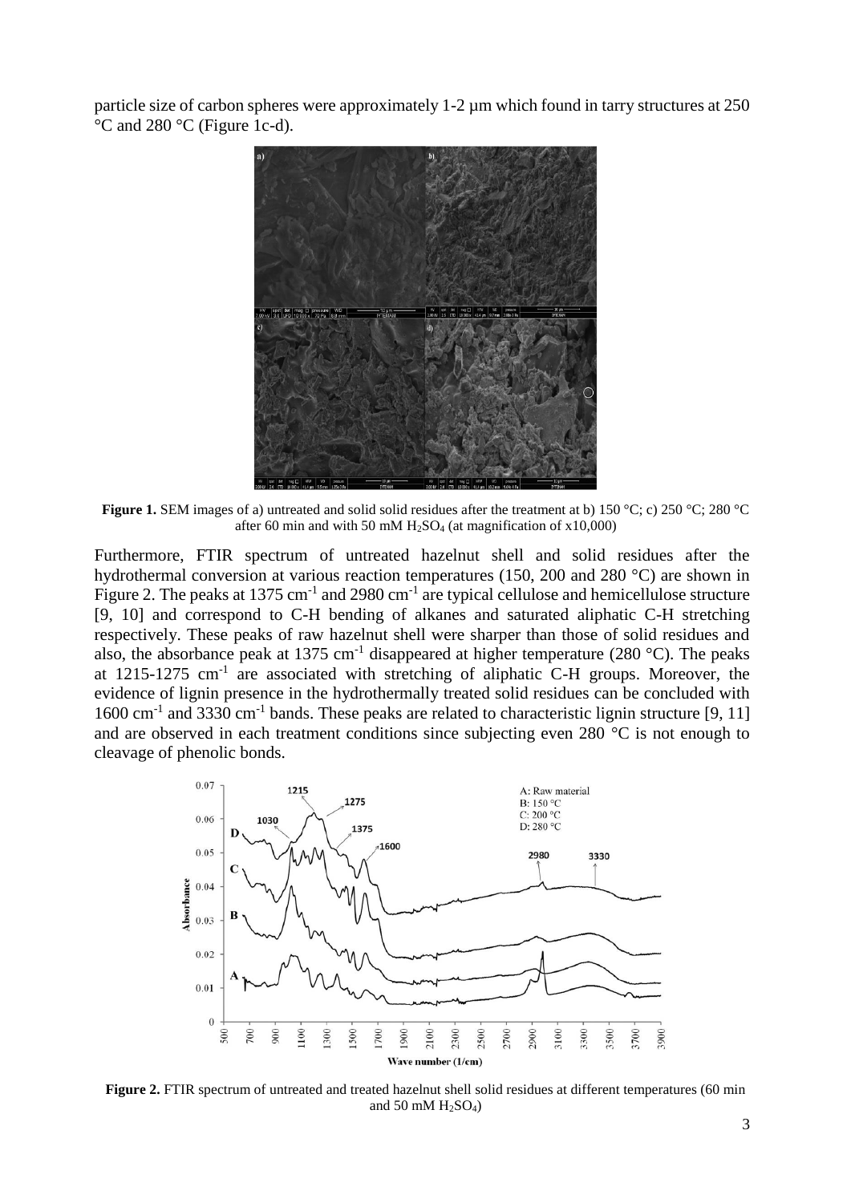particle size of carbon spheres were approximately 1-2 µm which found in tarry structures at 250 °C and 280 °C (Figure 1c-d).

**Figure 1.** SEM images of a) untreated and solid solid residues after the treatment at b) 150 °C; c) 250 °C; 280 °C after 60 min and with 50 mM $H_2SO_4$ (at magnification of x10,000)

Furthermore, FTIR spectrum of untreated hazelnut shell and solid residues after the hydrothermal conversion at various reaction temperatures (150, 200 and 280 °C) are shown in Figure 2. The peaks at 1375 $cm^{-1}$ and 2980 $cm^{-1}$ are typical cellulose and hemicellulose structure [9, 10] and correspond to C-H bending of alkanes and saturated aliphatic C-H stretching respectively. These peaks of raw hazelnut shell were sharper than those of solid residues and also, the absorbance peak at 1375 $cm^{-1}$ disappeared at higher temperature (280 °C). The peaks at 1215-1275 $cm^{-1}$ are associated with stretching of aliphatic C-H groups. Moreover, the evidence of lignin presence in the hydrothermally treated solid residues can be concluded with 1600 $cm^{-1}$ and 3330 $cm^{-1}$ bands. These peaks are related to characteristic lignin structure [9, 11] and are observed in each treatment conditions since subjecting even 280 °C is not enough to cleavage of phenolic bonds.

**Figure 2.** FTIR spectrum of untreated and treated hazelnut shell solid residues at different temperatures (60 min and 50 mM $H_2SO_4$)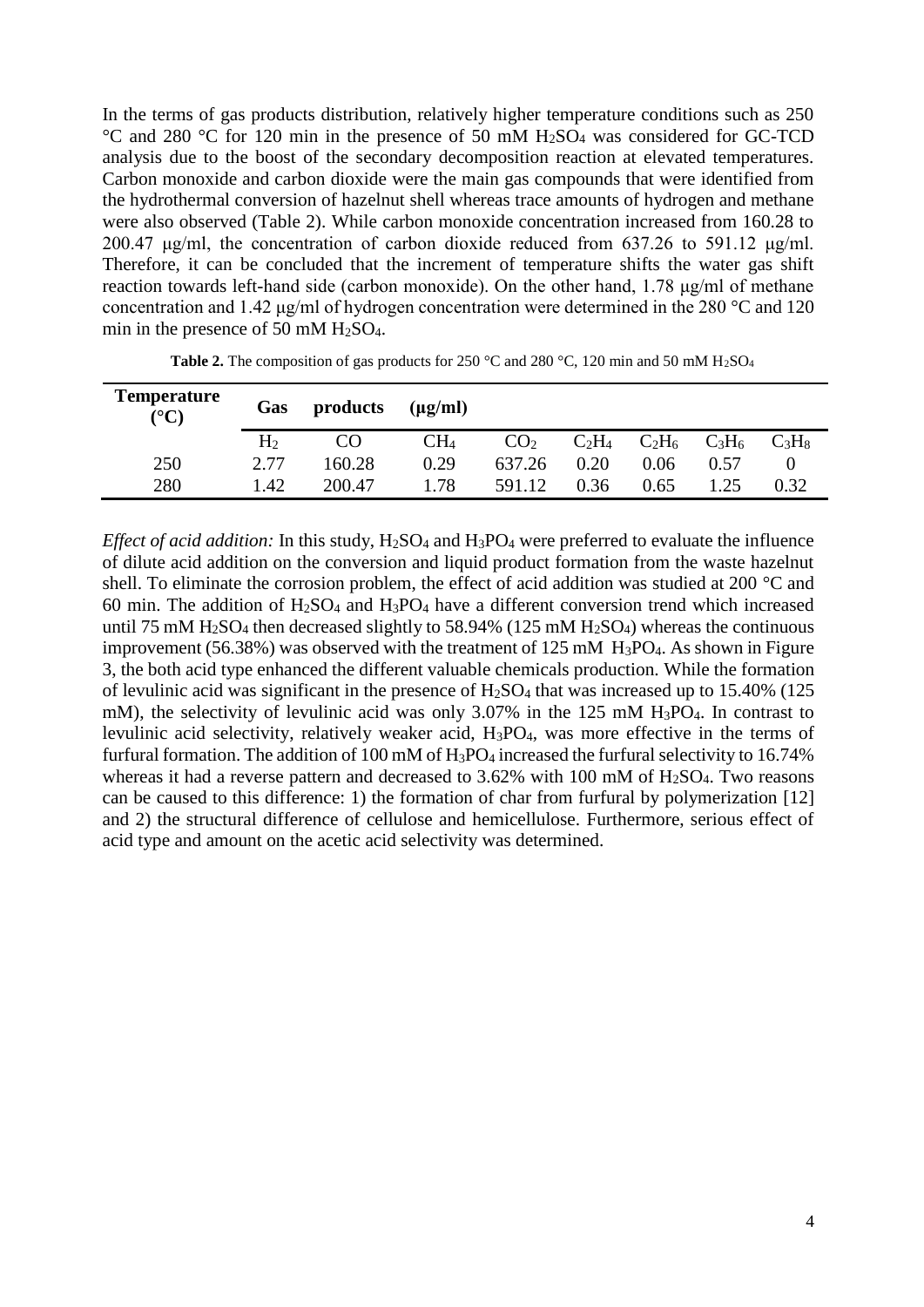In the terms of gas products distribution, relatively higher temperature conditions such as 250 °C and 280 °C for 120 min in the presence of 50 mM $H_2SO_4$ was considered for GC-TCD analysis due to the boost of the secondary decomposition reaction at elevated temperatures. Carbon monoxide and carbon dioxide were the main gas compounds that were identified from the hydrothermal conversion of hazelnut shell whereas trace amounts of hydrogen and methane were also observed (Table 2). While carbon monoxide concentration increased from 160.28 to 200.47 μg/ml, the concentration of carbon dioxide reduced from 637.26 to 591.12 μg/ml. Therefore, it can be concluded that the increment of temperature shifts the water gas shift reaction towards left-hand side (carbon monoxide). On the other hand, 1.78 μg/ml of methane concentration and 1.42 μg/ml of hydrogen concentration were determined in the 280 °C and 120 min in the presence of 50 mM $H_2SO_4$.

**Table 2.** The composition of gas products for 250 °C and 280 °C, 120 min and 50 mM $H_2SO_4$

| Temperature (°C) | Gas products (μg/ml) | | | | | | | |
|---|---|---|---|---|---|---|---|---|
| | $H_2$ | CO | $CH_4$ | $CO_2$ | $C_2H_4$ | $C_2H_6$ | $C_3H_6$ | $C_3H_8$ |
| 250 | 2.77 | 160.28 | 0.29 | 637.26 | 0.20 | 0.06 | 0.57 | 0 |
| 280 | 1.42 | 200.47 | 1.78 | 591.12 | 0.36 | 0.65 | 1.25 | 0.32 |

*Effect of acid addition:* In this study, $H_2SO_4$ and $H_3PO_4$ were preferred to evaluate the influence of dilute acid addition on the conversion and liquid product formation from the waste hazelnut shell. To eliminate the corrosion problem, the effect of acid addition was studied at 200 °C and 60 min. The addition of $H_2SO_4$ and $H_3PO_4$ have a different conversion trend which increased until 75 mM $H_2SO_4$ then decreased slightly to 58.94% (125 mM $H_2SO_4$) whereas the continuous improvement (56.38%) was observed with the treatment of 125 mM $H_3PO_4$. As shown in Figure 3, the both acid type enhanced the different valuable chemicals production. While the formation of levulinic acid was significant in the presence of $H_2SO_4$ that was increased up to 15.40% (125 mM), the selectivity of levulinic acid was only 3.07% in the 125 mM $H_3PO_4$. In contrast to levulinic acid selectivity, relatively weaker acid, $H_3PO_4$, was more effective in the terms of furfural formation. The addition of 100 mM of $H_3PO_4$ increased the furfural selectivity to 16.74% whereas it had a reverse pattern and decreased to 3.62% with 100 mM of $H_2SO_4$. Two reasons can be caused to this difference: 1) the formation of char from furfural by polymerization [12] and 2) the structural difference of cellulose and hemicellulose. Furthermore, serious effect of acid type and amount on the acetic acid selectivity was determined.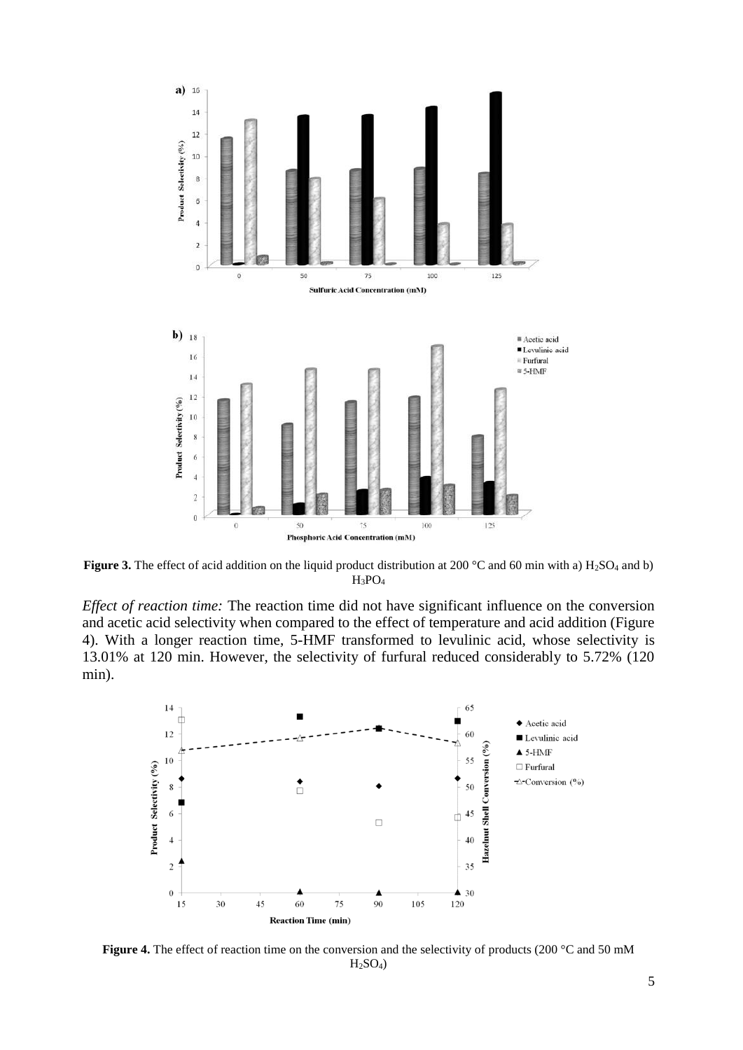**Figure 3.** The effect of acid addition on the liquid product distribution at 200 °C and 60 min with a) $H_2SO_4$ and b) $H_3PO_4$

*Effect of reaction time:* The reaction time did not have significant influence on the conversion and acetic acid selectivity when compared to the effect of temperature and acid addition (Figure 4). With a longer reaction time, 5-HMF transformed to levulinic acid, whose selectivity is 13.01% at 120 min. However, the selectivity of furfural reduced considerably to 5.72% (120 min).

**Figure 4.** The effect of reaction time on the conversion and the selectivity of products (200 °C and 50 mM $H_2SO_4$)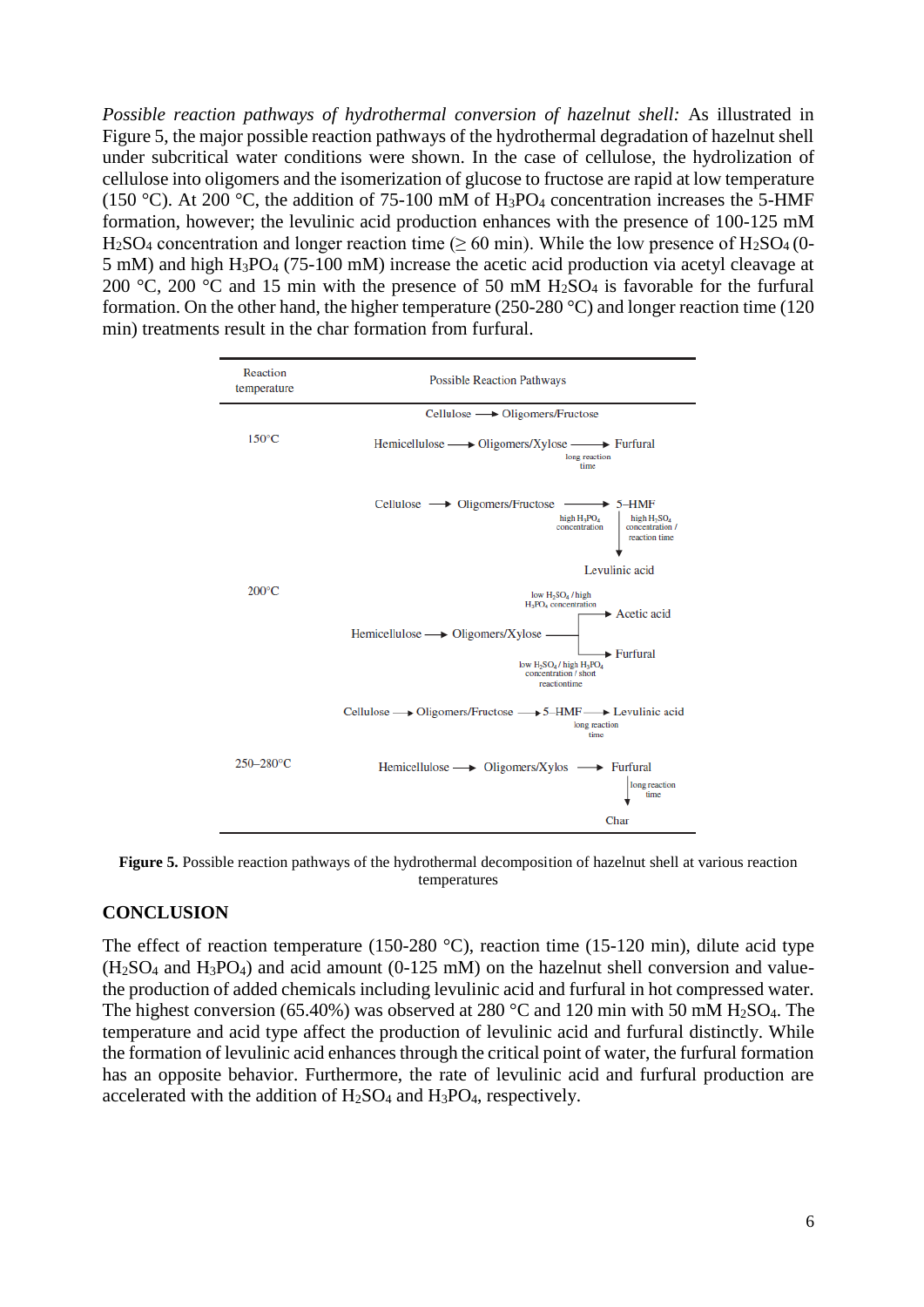*Possible reaction pathways of hydrothermal conversion of hazelnut shell:* As illustrated in Figure 5, the major possible reaction pathways of the hydrothermal degradation of hazelnut shell under subcritical water conditions were shown. In the case of cellulose, the hydrolization of cellulose into oligomers and the isomerization of glucose to fructose are rapid at low temperature (150 °C). At 200 °C, the addition of 75-100 mM of $H_3PO_4$ concentration increases the 5-HMF formation, however; the levulinic acid production enhances with the presence of 100-125 mM $H_2SO_4$ concentration and longer reaction time (≥ 60 min). While the low presence of $H_2SO_4$ (0-5 mM) and high $H_3PO_4$ (75-100 mM) increase the acetic acid production via acetyl cleavage at 200 °C, 200 °C and 15 min with the presence of 50 mM $H_2SO_4$ is favorable for the furfural formation. On the other hand, the higher temperature (250-280 °C) and longer reaction time (120 min) treatments result in the char formation from furfural.

| Reaction temperature | Possible Reaction Pathways |
| --- | --- |
| 150°C | Cellulose → Oligomers/Fructose |
| | Hemicellulose → Oligomers/Xylose → (long reaction time) Furfural |
| 200°C | Cellulose → Oligomers/Fructose → (high $H_3PO_4$ concentration) 5–HMF → (high $H_2SO_4$ concentration / reaction time) Levulinic acid |
| | Hemicellulose → Oligomers/Xylose → (low $H_2SO_4$ / high $H_3PO_4$ concentration) Acetic acid |
| | Hemicellulose → Oligomers/Xylose → (low $H_2SO_4$ / high $H_3PO_4$ concentration / short reactiontime) Furfural |
| 250–280°C | Cellulose → Oligomers/Fructose → 5–HMF → (long reaction time) Levulinic acid |
| | Hemicellulose → Oligomers/Xylos → Furfural → (long reaction time) Char |

**Figure 5.** Possible reaction pathways of the hydrothermal decomposition of hazelnut shell at various reaction temperatures

## CONCLUSION

The effect of reaction temperature (150-280 °C), reaction time (15-120 min), dilute acid type ($H_2SO_4$ and $H_3PO_4$) and acid amount (0-125 mM) on the hazelnut shell conversion and value-the production of added chemicals including levulinic acid and furfural in hot compressed water. The highest conversion (65.40%) was observed at 280 °C and 120 min with 50 mM $H_2SO_4$. The temperature and acid type affect the production of levulinic acid and furfural distinctly. While the formation of levulinic acid enhances through the critical point of water, the furfural formation has an opposite behavior. Furthermore, the rate of levulinic acid and furfural production are accelerated with the addition of $H_2SO_4$ and $H_3PO_4$, respectively.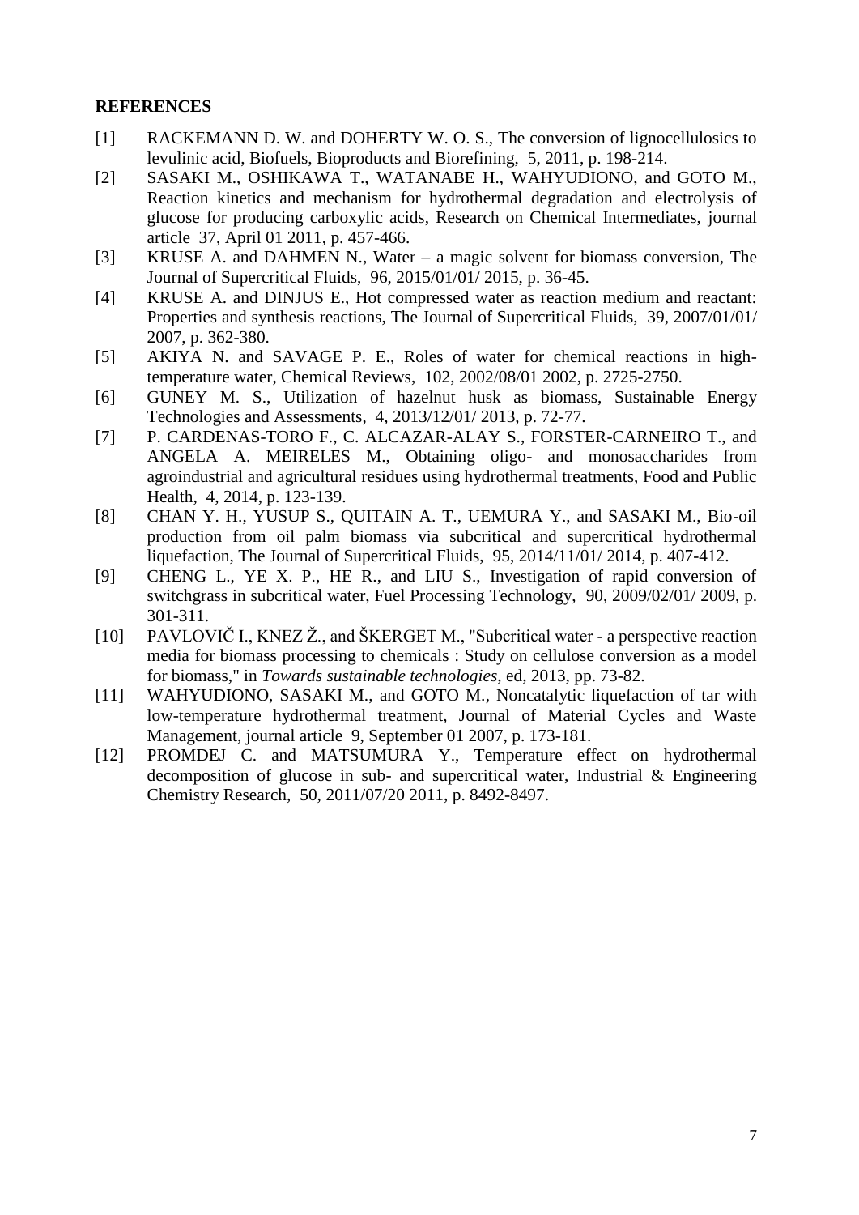### REFERENCES

[1] RACKEMANN D. W. and DOHERTY W. O. S., The conversion of lignocellulosics to levulinic acid, Biofuels, Bioproducts and Biorefining, 5, 2011, p. 198-214.

[2] SASAKI M., OSHIKAWA T., WATANABE H., WAHYUDIONO, and GOTO M., Reaction kinetics and mechanism for hydrothermal degradation and electrolysis of glucose for producing carboxylic acids, Research on Chemical Intermediates, journal article 37, April 01 2011, p. 457-466.

[3] KRUSE A. and DAHMEN N., Water – a magic solvent for biomass conversion, The Journal of Supercritical Fluids, 96, 2015/01/01/ 2015, p. 36-45.

[4] KRUSE A. and DINJUS E., Hot compressed water as reaction medium and reactant: Properties and synthesis reactions, The Journal of Supercritical Fluids, 39, 2007/01/01/ 2007, p. 362-380.

[5] AKIYA N. and SAVAGE P. E., Roles of water for chemical reactions in high-temperature water, Chemical Reviews, 102, 2002/08/01 2002, p. 2725-2750.

[6] GUNEY M. S., Utilization of hazelnut husk as biomass, Sustainable Energy Technologies and Assessments, 4, 2013/12/01/ 2013, p. 72-77.

[7] P. CARDENAS-TORO F., C. ALCAZAR-ALAY S., FORSTER-CARNEIRO T., and ANGELA A. MEIRELES M., Obtaining oligo- and monosaccharides from agroindustrial and agricultural residues using hydrothermal treatments, Food and Public Health, 4, 2014, p. 123-139.

[8] CHAN Y. H., YUSUP S., QUITAIN A. T., UEMURA Y., and SASAKI M., Bio-oil production from oil palm biomass via subcritical and supercritical hydrothermal liquefaction, The Journal of Supercritical Fluids, 95, 2014/11/01/ 2014, p. 407-412.

[9] CHENG L., YE X. P., HE R., and LIU S., Investigation of rapid conversion of switchgrass in subcritical water, Fuel Processing Technology, 90, 2009/02/01/ 2009, p. 301-311.

[10] PAVLOVIČ I., KNEZ Ž., and ŠKERGET M., "Subcritical water - a perspective reaction media for biomass processing to chemicals : Study on cellulose conversion as a model for biomass," in *Towards sustainable technologies*, ed, 2013, pp. 73-82.

[11] WAHYUDIONO, SASAKI M., and GOTO M., Noncatalytic liquefaction of tar with low-temperature hydrothermal treatment, Journal of Material Cycles and Waste Management, journal article 9, September 01 2007, p. 173-181.

[12] PROMDEJ C. and MATSUMURA Y., Temperature effect on hydrothermal decomposition of glucose in sub- and supercritical water, Industrial & Engineering Chemistry Research, 50, 2011/07/20 2011, p. 8492-8497.